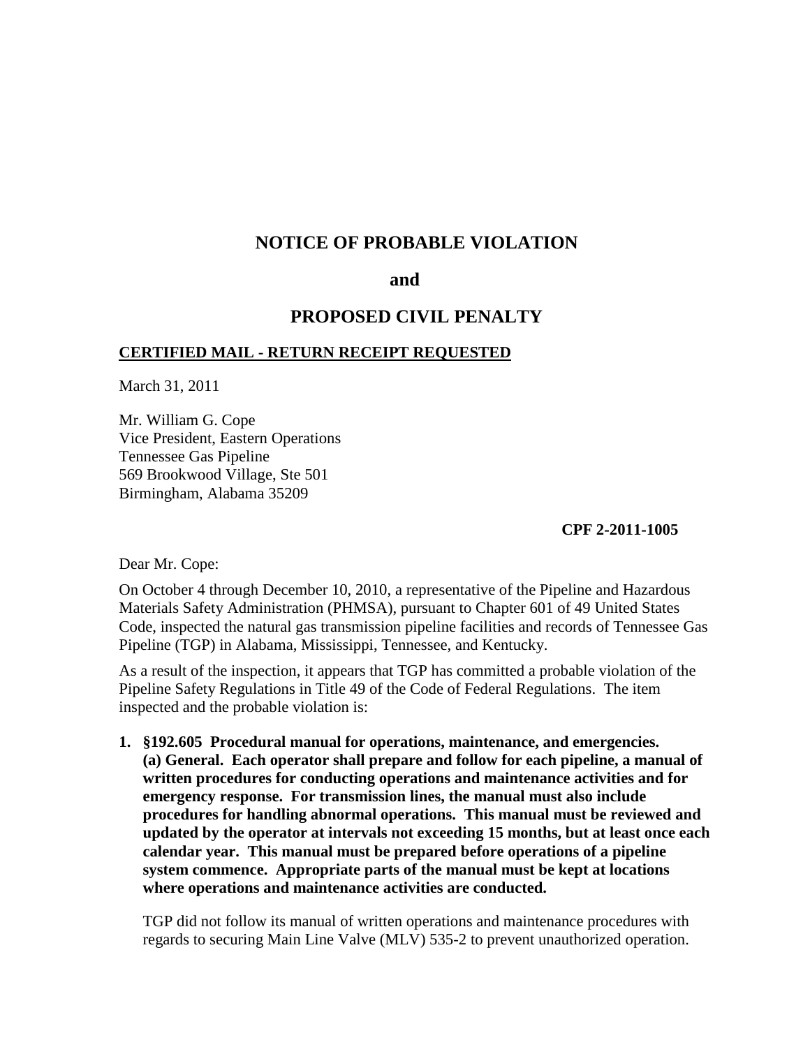# NOTICE OF PROBABLE VIOLATION

# and

# PROPOSED CIVIL PENALTY

**CERTIFIED MAIL - RETURN RECEIPT REQUESTED**

March 31, 2011

Mr. William G. Cope
Vice President, Eastern Operations
Tennessee Gas Pipeline
569 Brookwood Village, Ste 501
Birmingham, Alabama 35209

**CPF 2-2011-1005**

Dear Mr. Cope:

On October 4 through December 10, 2010, a representative of the Pipeline and Hazardous Materials Safety Administration (PHMSA), pursuant to Chapter 601 of 49 United States Code, inspected the natural gas transmission pipeline facilities and records of Tennessee Gas Pipeline (TGP) in Alabama, Mississippi, Tennessee, and Kentucky.

As a result of the inspection, it appears that TGP has committed a probable violation of the Pipeline Safety Regulations in Title 49 of the Code of Federal Regulations. The item inspected and the probable violation is:

1. **§192.605 Procedural manual for operations, maintenance, and emergencies. (a) General. Each operator shall prepare and follow for each pipeline, a manual of written procedures for conducting operations and maintenance activities and for emergency response. For transmission lines, the manual must also include procedures for handling abnormal operations. This manual must be reviewed and updated by the operator at intervals not exceeding 15 months, but at least once each calendar year. This manual must be prepared before operations of a pipeline system commence. Appropriate parts of the manual must be kept at locations where operations and maintenance activities are conducted.**

   TGP did not follow its manual of written operations and maintenance procedures with regards to securing Main Line Valve (MLV) 535-2 to prevent unauthorized operation.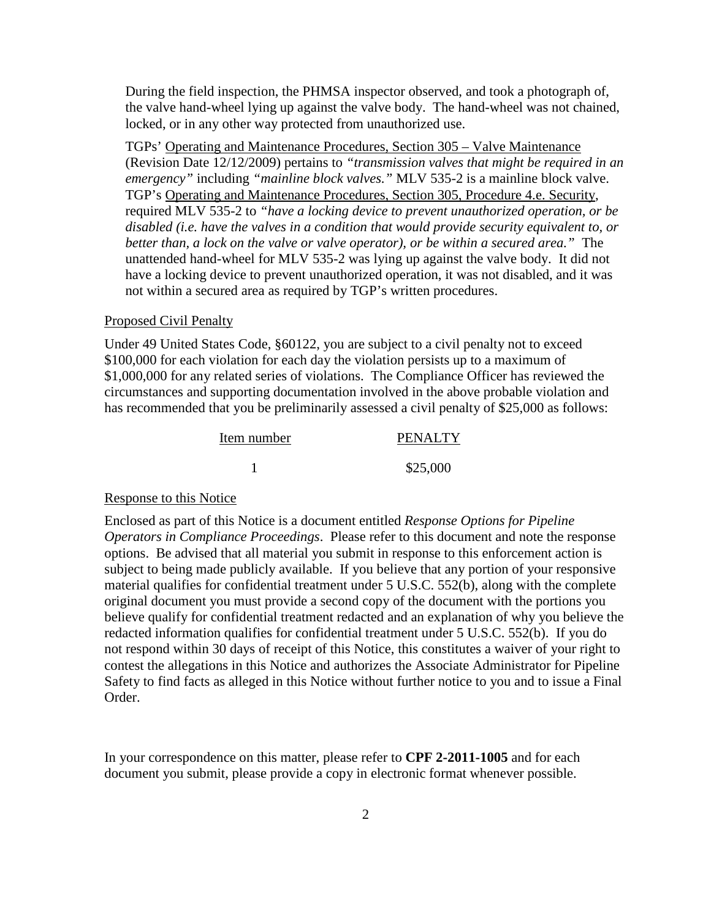During the field inspection, the PHMSA inspector observed, and took a photograph of, the valve hand-wheel lying up against the valve body. The hand-wheel was not chained, locked, or in any other way protected from unauthorized use.

TGPs' Operating and Maintenance Procedures, Section 305 – Valve Maintenance (Revision Date 12/12/2009) pertains to *"transmission valves that might be required in an emergency"* including *"mainline block valves."* MLV 535-2 is a mainline block valve. TGP's Operating and Maintenance Procedures, Section 305, Procedure 4.e. Security, required MLV 535-2 to *"have a locking device to prevent unauthorized operation, or be disabled (i.e. have the valves in a condition that would provide security equivalent to, or better than, a lock on the valve or valve operator), or be within a secured area."* The unattended hand-wheel for MLV 535-2 was lying up against the valve body. It did not have a locking device to prevent unauthorized operation, it was not disabled, and it was not within a secured area as required by TGP's written procedures.

Proposed Civil Penalty

Under 49 United States Code, §60122, you are subject to a civil penalty not to exceed $100,000 for each violation for each day the violation persists up to a maximum of $1,000,000 for any related series of violations. The Compliance Officer has reviewed the circumstances and supporting documentation involved in the above probable violation and has recommended that you be preliminarily assessed a civil penalty of $25,000 as follows:

| Item number | PENALTY |
| --- | --- |
| 1 | $25,000 |

Response to this Notice

Enclosed as part of this Notice is a document entitled *Response Options for Pipeline Operators in Compliance Proceedings*. Please refer to this document and note the response options. Be advised that all material you submit in response to this enforcement action is subject to being made publicly available. If you believe that any portion of your responsive material qualifies for confidential treatment under 5 U.S.C. 552(b), along with the complete original document you must provide a second copy of the document with the portions you believe qualify for confidential treatment redacted and an explanation of why you believe the redacted information qualifies for confidential treatment under 5 U.S.C. 552(b). If you do not respond within 30 days of receipt of this Notice, this constitutes a waiver of your right to contest the allegations in this Notice and authorizes the Associate Administrator for Pipeline Safety to find facts as alleged in this Notice without further notice to you and to issue a Final Order.

In your correspondence on this matter, please refer to **CPF 2-2011-1005** and for each document you submit, please provide a copy in electronic format whenever possible.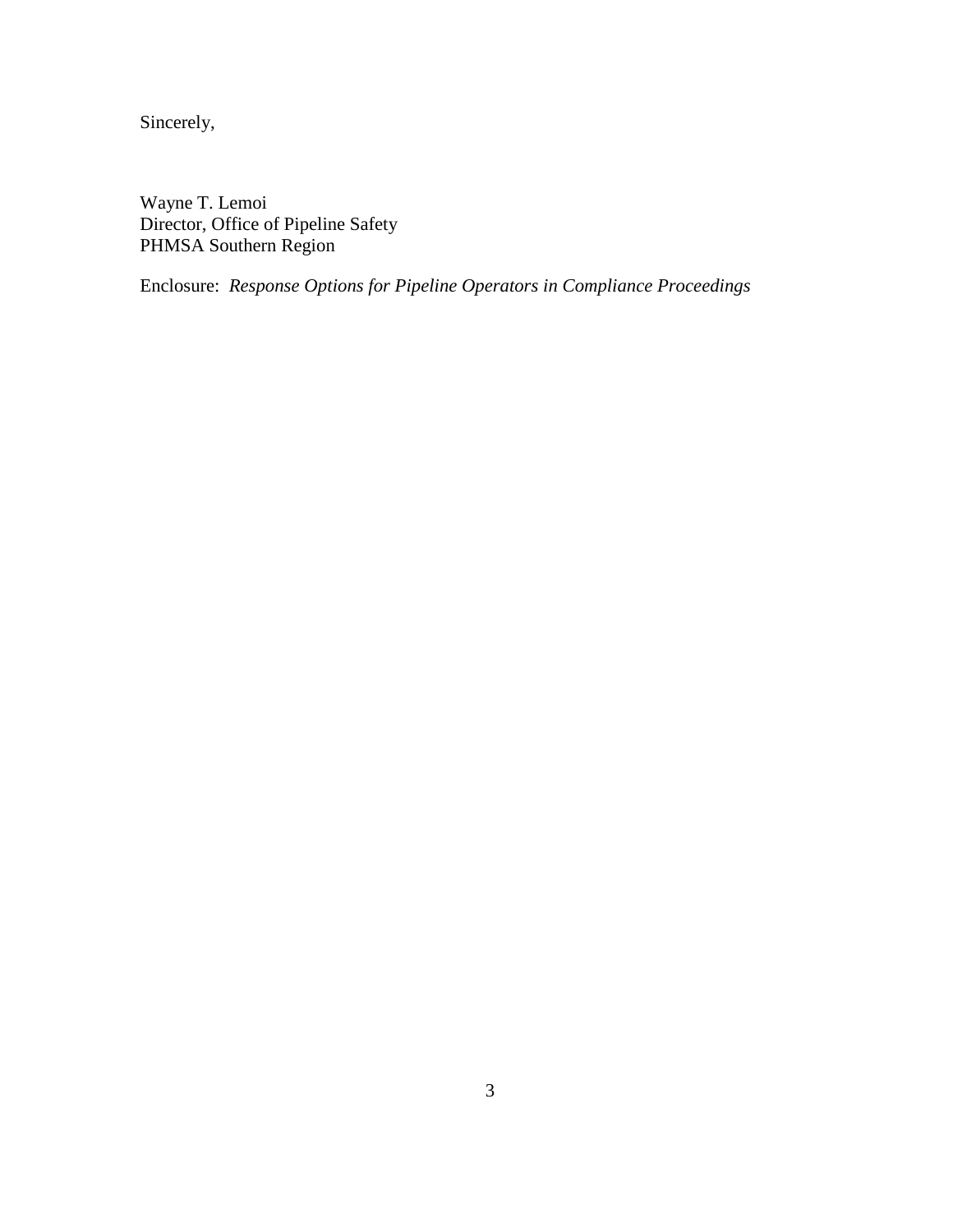Sincerely,

Wayne T. Lemoi
Director, Office of Pipeline Safety
PHMSA Southern Region

Enclosure: *Response Options for Pipeline Operators in Compliance Proceedings*